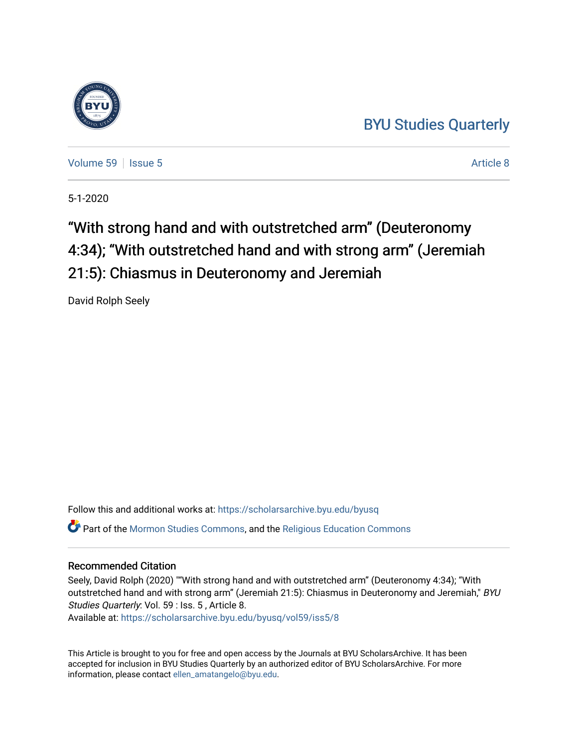BYU Studies Quarterly

Volume 59 | Issue 5 Article 8

5-1-2020

# “With strong hand and with outstretched arm” (Deuteronomy 4:34); “With outstretched hand and with strong arm” (Jeremiah 21:5): Chiasmus in Deuteronomy and Jeremiah

David Rolph Seely

Follow this and additional works at: https://scholarsarchive.byu.edu/byusq

Part of the Mormon Studies Commons, and the Religious Education Commons

## Recommended Citation

Seely, David Rolph (2020) "“With strong hand and with outstretched arm” (Deuteronomy 4:34); “With outstretched hand and with strong arm” (Jeremiah 21:5): Chiasmus in Deuteronomy and Jeremiah," *BYU Studies Quarterly*: Vol. 59 : Iss. 5 , Article 8.
Available at: https://scholarsarchive.byu.edu/byusq/vol59/iss5/8

This Article is brought to you for free and open access by the Journals at BYU ScholarsArchive. It has been accepted for inclusion in BYU Studies Quarterly by an authorized editor of BYU ScholarsArchive. For more information, please contact ellen_amatangelo@byu.edu.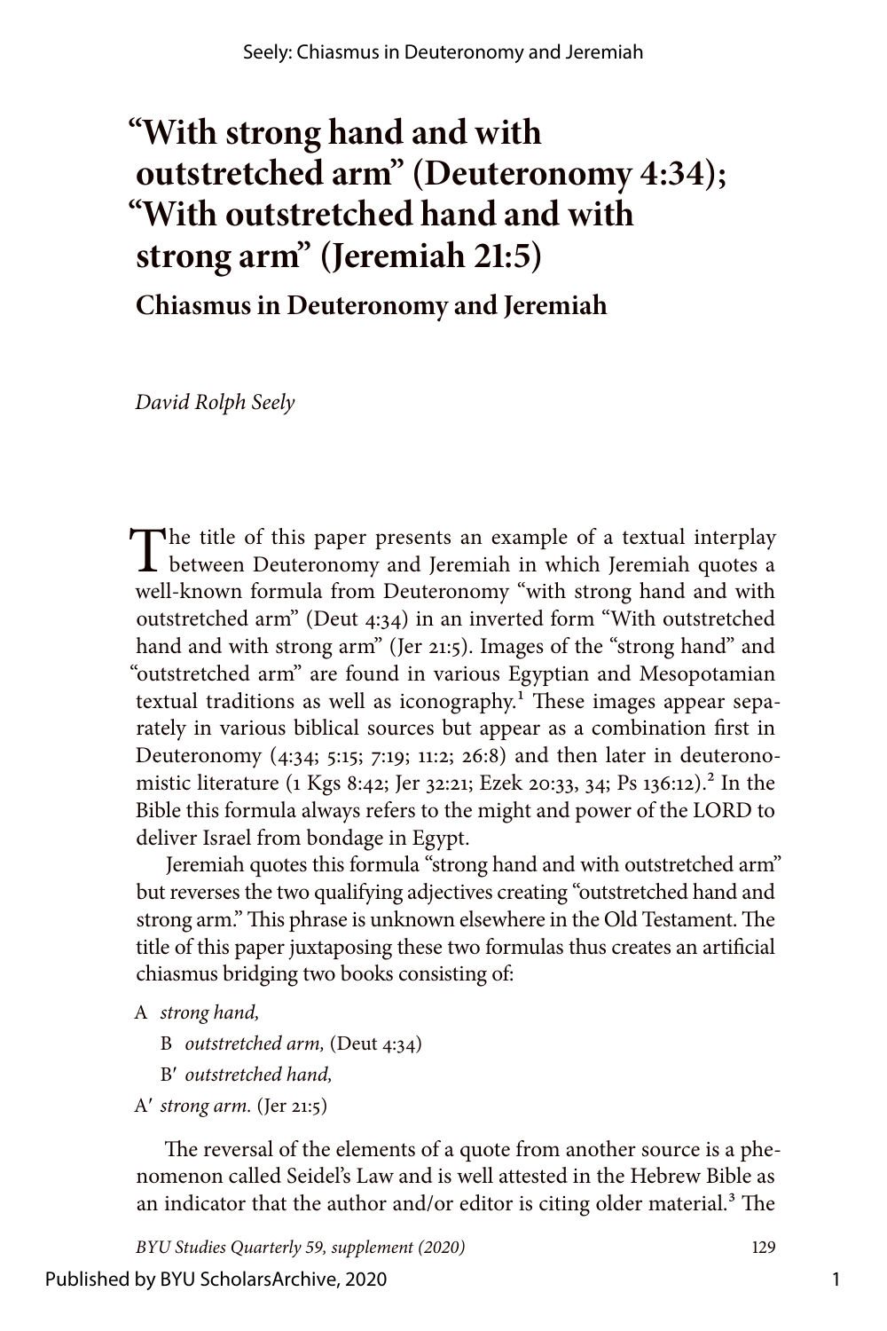# "With strong hand and with outstretched arm" (Deuteronomy 4:34); "With outstretched hand and with strong arm" (Jeremiah 21:5)

## Chiasmus in Deuteronomy and Jeremiah

*David Rolph Seely*

The title of this paper presents an example of a textual interplay between Deuteronomy and Jeremiah in which Jeremiah quotes a well-known formula from Deuteronomy "with strong hand and with outstretched arm" (Deut 4:34) in an inverted form "With outstretched hand and with strong arm" (Jer 21:5). Images of the "strong hand" and "outstretched arm" are found in various Egyptian and Mesopotamian textual traditions as well as iconography.[1] These images appear separately in various biblical sources but appear as a combination first in Deuteronomy (4:34; 5:15; 7:19; 11:2; 26:8) and then later in deuteronomistic literature (1 Kgs 8:42; Jer 32:21; Ezek 20:33, 34; Ps 136:12).[2] In the Bible this formula always refers to the might and power of the LORD to deliver Israel from bondage in Egypt.

Jeremiah quotes this formula "strong hand and with outstretched arm" but reverses the two qualifying adjectives creating "outstretched hand and strong arm." This phrase is unknown elsewhere in the Old Testament. The title of this paper juxtaposing these two formulas thus creates an artificial chiasmus bridging two books consisting of:

A *strong hand,*
  B *outstretched arm,* (Deut 4:34)
  B′ *outstretched hand,*
A′ *strong arm.* (Jer 21:5)

The reversal of the elements of a quote from another source is a phenomenon called Seidel's Law and is well attested in the Hebrew Bible as an indicator that the author and/or editor is citing older material.[3] The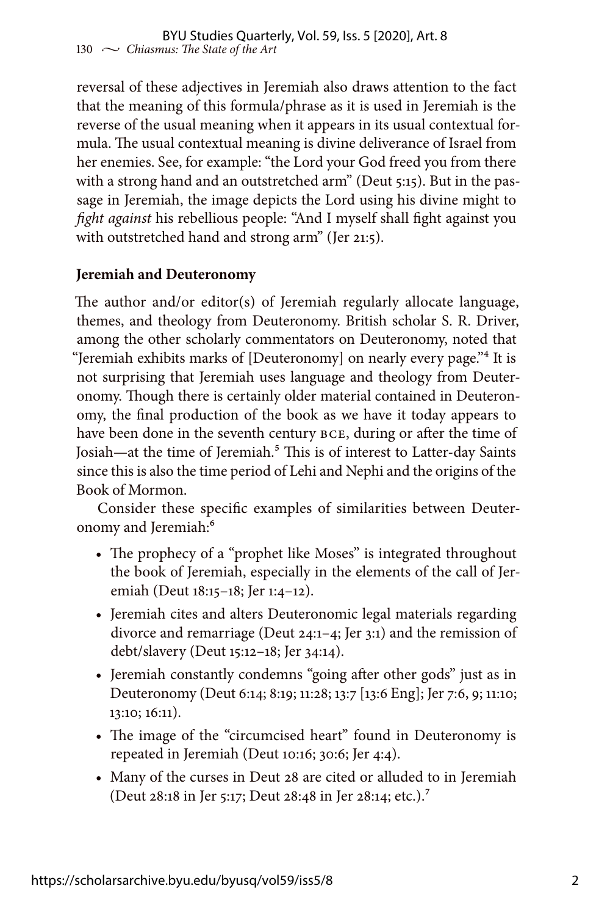reversal of these adjectives in Jeremiah also draws attention to the fact that the meaning of this formula/phrase as it is used in Jeremiah is the reverse of the usual meaning when it appears in its usual contextual formula. The usual contextual meaning is divine deliverance of Israel from her enemies. See, for example: "the Lord your God freed you from there with a strong hand and an outstretched arm" (Deut 5:15). But in the passage in Jeremiah, the image depicts the Lord using his divine might to *fight against* his rebellious people: "And I myself shall fight against you with outstretched hand and strong arm" (Jer 21:5).

**Jeremiah and Deuteronomy**

The author and/or editor(s) of Jeremiah regularly allocate language, themes, and theology from Deuteronomy. British scholar S. R. Driver, among the other scholarly commentators on Deuteronomy, noted that "Jeremiah exhibits marks of [Deuteronomy] on nearly every page."[4] It is not surprising that Jeremiah uses language and theology from Deuteronomy. Though there is certainly older material contained in Deuteronomy, the final production of the book as we have it today appears to have been done in the seventh century BCE, during or after the time of Josiah—at the time of Jeremiah.[5] This is of interest to Latter-day Saints since this is also the time period of Lehi and Nephi and the origins of the Book of Mormon.

Consider these specific examples of similarities between Deuteronomy and Jeremiah:[6]

- The prophecy of a "prophet like Moses" is integrated throughout the book of Jeremiah, especially in the elements of the call of Jeremiah (Deut 18:15–18; Jer 1:4–12).
- Jeremiah cites and alters Deuteronomic legal materials regarding divorce and remarriage (Deut 24:1–4; Jer 3:1) and the remission of debt/slavery (Deut 15:12–18; Jer 34:14).
- Jeremiah constantly condemns "going after other gods" just as in Deuteronomy (Deut 6:14; 8:19; 11:28; 13:7 [13:6 Eng]; Jer 7:6, 9; 11:10; 13:10; 16:11).
- The image of the "circumcised heart" found in Deuteronomy is repeated in Jeremiah (Deut 10:16; 30:6; Jer 4:4).
- Many of the curses in Deut 28 are cited or alluded to in Jeremiah (Deut 28:18 in Jer 5:17; Deut 28:48 in Jer 28:14; etc.).[7]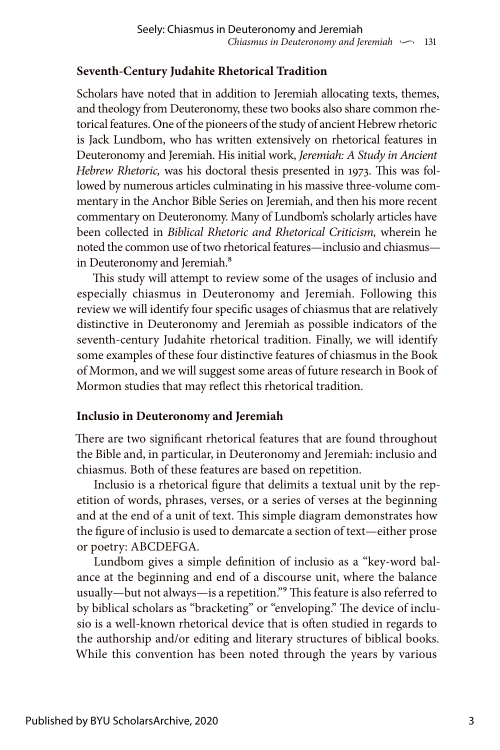## Seventh-Century Judahite Rhetorical Tradition

Scholars have noted that in addition to Jeremiah allocating texts, themes, and theology from Deuteronomy, these two books also share common rhetorical features. One of the pioneers of the study of ancient Hebrew rhetoric is Jack Lundbom, who has written extensively on rhetorical features in Deuteronomy and Jeremiah. His initial work, *Jeremiah: A Study in Ancient Hebrew Rhetoric,* was his doctoral thesis presented in 1973. This was followed by numerous articles culminating in his massive three-volume commentary in the Anchor Bible Series on Jeremiah, and then his more recent commentary on Deuteronomy. Many of Lundbom's scholarly articles have been collected in *Biblical Rhetoric and Rhetorical Criticism,* wherein he noted the common use of two rhetorical features—inclusio and chiasmus—in Deuteronomy and Jeremiah.[8]

This study will attempt to review some of the usages of inclusio and especially chiasmus in Deuteronomy and Jeremiah. Following this review we will identify four specific usages of chiasmus that are relatively distinctive in Deuteronomy and Jeremiah as possible indicators of the seventh-century Judahite rhetorical tradition. Finally, we will identify some examples of these four distinctive features of chiasmus in the Book of Mormon, and we will suggest some areas of future research in Book of Mormon studies that may reflect this rhetorical tradition.

## Inclusio in Deuteronomy and Jeremiah

There are two significant rhetorical features that are found throughout the Bible and, in particular, in Deuteronomy and Jeremiah: inclusio and chiasmus. Both of these features are based on repetition.

Inclusio is a rhetorical figure that delimits a textual unit by the repetition of words, phrases, verses, or a series of verses at the beginning and at the end of a unit of text. This simple diagram demonstrates how the figure of inclusio is used to demarcate a section of text—either prose or poetry: ABCDEFGA.

Lundbom gives a simple definition of inclusio as a "key-word balance at the beginning and end of a discourse unit, where the balance usually—but not always—is a repetition."[9] This feature is also referred to by biblical scholars as "bracketing" or "enveloping." The device of inclusio is a well-known rhetorical device that is often studied in regards to the authorship and/or editing and literary structures of biblical books. While this convention has been noted through the years by various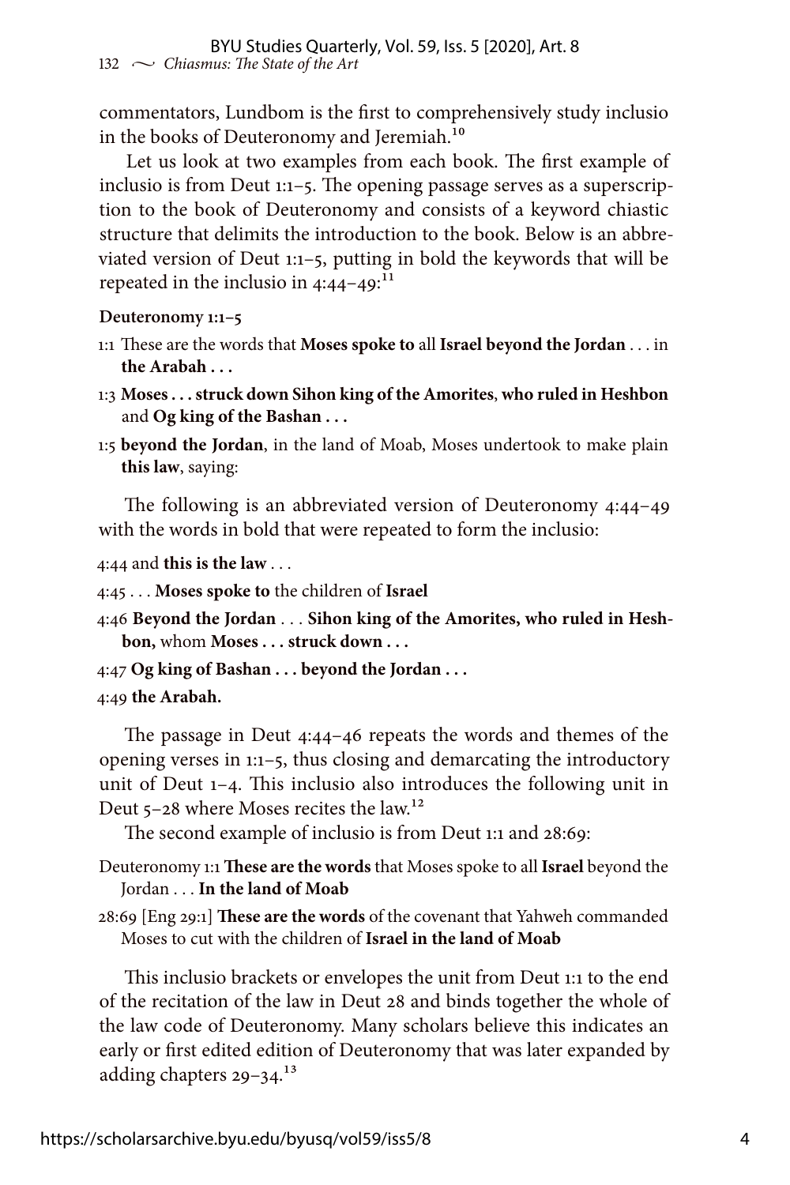commentators, Lundbom is the first to comprehensively study inclusio in the books of Deuteronomy and Jeremiah.[10]

Let us look at two examples from each book. The first example of inclusio is from Deut 1:1–5. The opening passage serves as a superscription to the book of Deuteronomy and consists of a keyword chiastic structure that delimits the introduction to the book. Below is an abbreviated version of Deut 1:1–5, putting in bold the keywords that will be repeated in the inclusio in 4:44–49:[11]

**Deuteronomy 1:1–5**

1:1 These are the words that **Moses spoke to** all **Israel beyond the Jordan** . . . in **the Arabah . . .**

1:3 **Moses . . . struck down Sihon king of the Amorites**, **who ruled in Heshbon** and **Og king of the Bashan . . .**

1:5 **beyond the Jordan**, in the land of Moab, Moses undertook to make plain **this law**, saying:

The following is an abbreviated version of Deuteronomy 4:44–49 with the words in bold that were repeated to form the inclusio:

4:44 and **this is the law** . . .

4:45 . . . **Moses spoke to** the children of **Israel**

4:46 **Beyond the Jordan** . . . **Sihon king of the Amorites, who ruled in Heshbon,** whom **Moses . . . struck down . . .**

4:47 **Og king of Bashan . . . beyond the Jordan . . .**

4:49 **the Arabah.**

The passage in Deut 4:44–46 repeats the words and themes of the opening verses in 1:1–5, thus closing and demarcating the introductory unit of Deut 1–4. This inclusio also introduces the following unit in Deut 5–28 where Moses recites the law.[12]

The second example of inclusio is from Deut 1:1 and 28:69:

Deuteronomy 1:1 **These are the words** that Moses spoke to all **Israel** beyond the Jordan . . . **In the land of Moab**

28:69 [Eng 29:1] **These are the words** of the covenant that Yahweh commanded Moses to cut with the children of **Israel in the land of Moab**

This inclusio brackets or envelopes the unit from Deut 1:1 to the end of the recitation of the law in Deut 28 and binds together the whole of the law code of Deuteronomy. Many scholars believe this indicates an early or first edited edition of Deuteronomy that was later expanded by adding chapters 29–34.[13]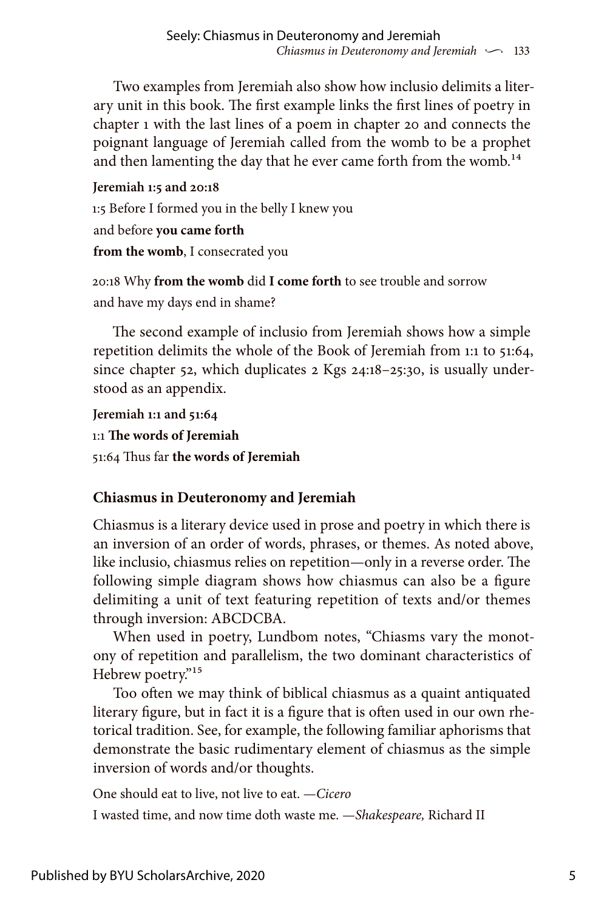Two examples from Jeremiah also show how inclusio delimits a literary unit in this book. The first example links the first lines of poetry in chapter 1 with the last lines of a poem in chapter 20 and connects the poignant language of Jeremiah called from the womb to be a prophet and then lamenting the day that he ever came forth from the womb.[14]

**Jeremiah 1:5 and 20:18**

1:5 Before I formed you in the belly I knew you

and before **you came forth**

**from the womb**, I consecrated you

20:18 Why **from the womb** did **I come forth** to see trouble and sorrow

and have my days end in shame?

The second example of inclusio from Jeremiah shows how a simple repetition delimits the whole of the Book of Jeremiah from 1:1 to 51:64, since chapter 52, which duplicates 2 Kgs 24:18–25:30, is usually understood as an appendix.

**Jeremiah 1:1 and 51:64**

1:1 **The words of Jeremiah**

51:64 Thus far **the words of Jeremiah**

### Chiasmus in Deuteronomy and Jeremiah

Chiasmus is a literary device used in prose and poetry in which there is an inversion of an order of words, phrases, or themes. As noted above, like inclusio, chiasmus relies on repetition—only in a reverse order. The following simple diagram shows how chiasmus can also be a figure delimiting a unit of text featuring repetition of texts and/or themes through inversion: ABCDCBA.

When used in poetry, Lundbom notes, "Chiasms vary the monotony of repetition and parallelism, the two dominant characteristics of Hebrew poetry."[15]

Too often we may think of biblical chiasmus as a quaint antiquated literary figure, but in fact it is a figure that is often used in our own rhetorical tradition. See, for example, the following familiar aphorisms that demonstrate the basic rudimentary element of chiasmus as the simple inversion of words and/or thoughts.

One should eat to live, not live to eat. —*Cicero*

I wasted time, and now time doth waste me. —*Shakespeare,* Richard II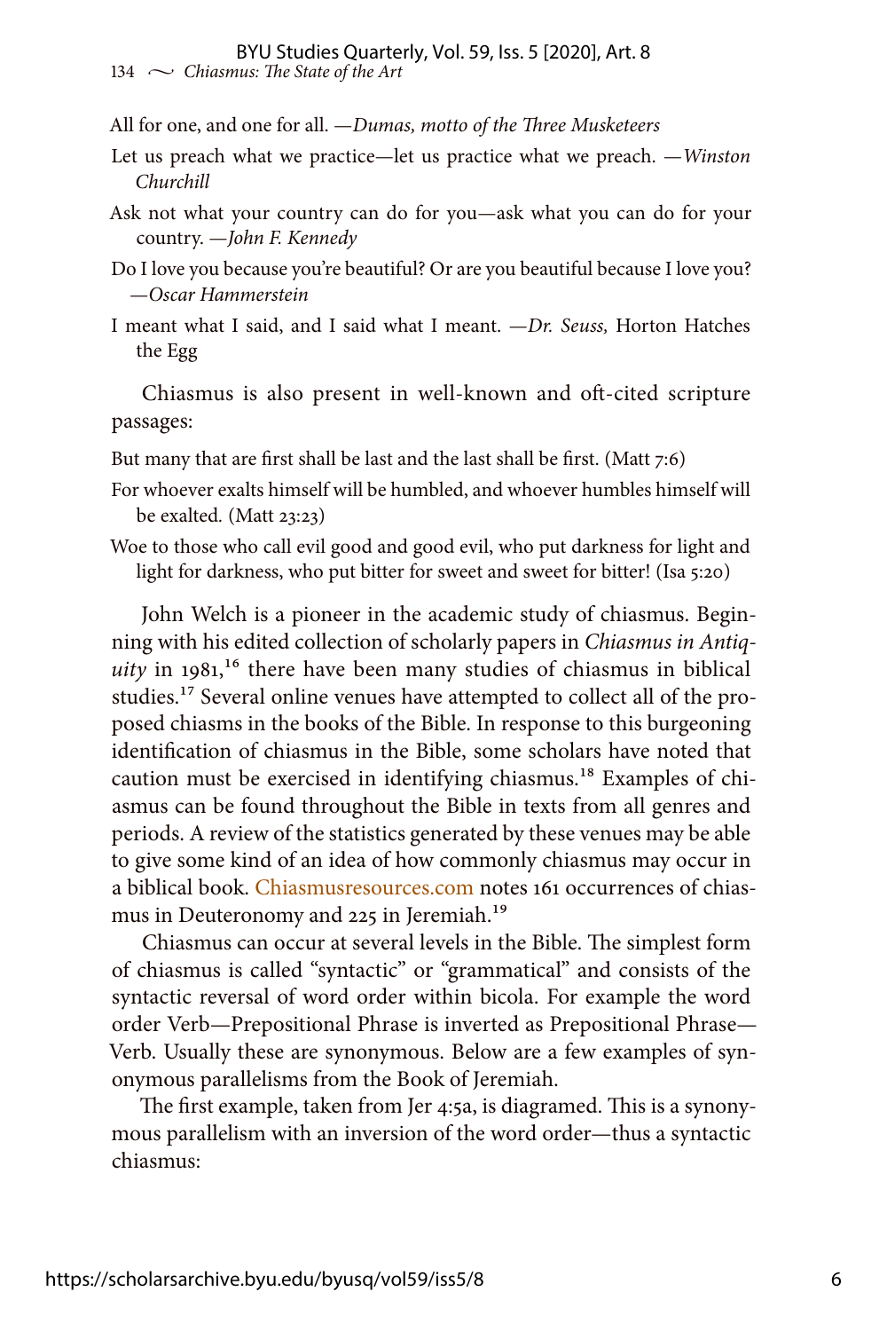All for one, and one for all. —*Dumas, motto of the Three Musketeers*

Let us preach what we practice—let us practice what we preach. —*Winston Churchill*

Ask not what your country can do for you—ask what you can do for your country. —*John F. Kennedy*

Do I love you because you're beautiful? Or are you beautiful because I love you? —*Oscar Hammerstein*

I meant what I said, and I said what I meant. —*Dr. Seuss,* Horton Hatches the Egg

Chiasmus is also present in well-known and oft-cited scripture passages:

But many that are first shall be last and the last shall be first. (Matt 7:6)

For whoever exalts himself will be humbled, and whoever humbles himself will be exalted. (Matt 23:23)

Woe to those who call evil good and good evil, who put darkness for light and light for darkness, who put bitter for sweet and sweet for bitter! (Isa 5:20)

John Welch is a pioneer in the academic study of chiasmus. Beginning with his edited collection of scholarly papers in *Chiasmus in Antiquity* in 1981,[16] there have been many studies of chiasmus in biblical studies.[17] Several online venues have attempted to collect all of the proposed chiasms in the books of the Bible. In response to this burgeoning identification of chiasmus in the Bible, some scholars have noted that caution must be exercised in identifying chiasmus.[18] Examples of chiasmus can be found throughout the Bible in texts from all genres and periods. A review of the statistics generated by these venues may be able to give some kind of an idea of how commonly chiasmus may occur in a biblical book. Chiasmusresources.com notes 161 occurrences of chiasmus in Deuteronomy and 225 in Jeremiah.[19]

Chiasmus can occur at several levels in the Bible. The simplest form of chiasmus is called "syntactic" or "grammatical" and consists of the syntactic reversal of word order within bicola. For example the word order Verb—Prepositional Phrase is inverted as Prepositional Phrase—Verb. Usually these are synonymous. Below are a few examples of synonymous parallelisms from the Book of Jeremiah.

The first example, taken from Jer 4:5a, is diagramed. This is a synonymous parallelism with an inversion of the word order—thus a syntactic chiasmus: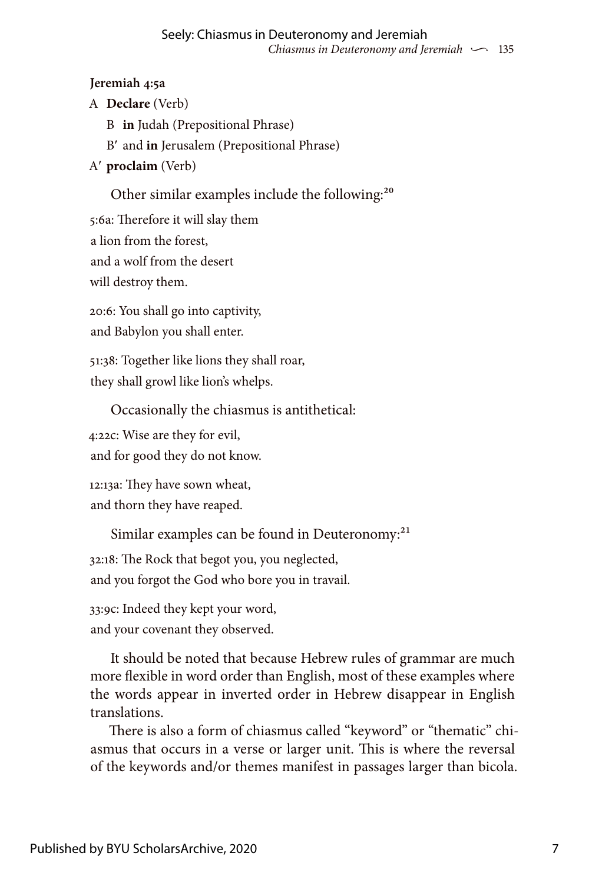**Jeremiah 4:5a**

A **Declare** (Verb)

  B **in** Judah (Prepositional Phrase)

  B′ and **in** Jerusalem (Prepositional Phrase)

A′ **proclaim** (Verb)

Other similar examples include the following:[20]

5:6a: Therefore it will slay them  
a lion from the forest,  
and a wolf from the desert  
will destroy them.

20:6: You shall go into captivity,  
and Babylon you shall enter.

51:38: Together like lions they shall roar,  
they shall growl like lion's whelps.

Occasionally the chiasmus is antithetical:

4:22c: Wise are they for evil,  
and for good they do not know.

12:13a: They have sown wheat,  
and thorn they have reaped.

Similar examples can be found in Deuteronomy:[21]

32:18: The Rock that begot you, you neglected,  
and you forgot the God who bore you in travail.

33:9c: Indeed they kept your word,  
and your covenant they observed.

It should be noted that because Hebrew rules of grammar are much more flexible in word order than English, most of these examples where the words appear in inverted order in Hebrew disappear in English translations.

There is also a form of chiasmus called "keyword" or "thematic" chiasmus that occurs in a verse or larger unit. This is where the reversal of the keywords and/or themes manifest in passages larger than bicola.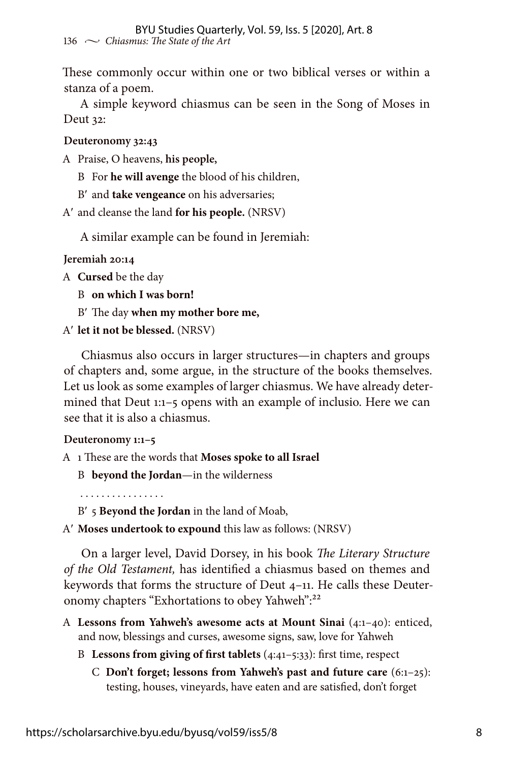These commonly occur within one or two biblical verses or within a stanza of a poem.

A simple keyword chiasmus can be seen in the Song of Moses in Deut 32:

**Deuteronomy 32:43**

A Praise, O heavens, **his people,**

  B For **he will avenge** the blood of his children,

  B′ and **take vengeance** on his adversaries;

A′ and cleanse the land **for his people.** (NRSV)

A similar example can be found in Jeremiah:

**Jeremiah 20:14**

A **Cursed** be the day

  B **on which I was born!**

  B′ The day **when my mother bore me,**

A′ **let it not be blessed.** (NRSV)

Chiasmus also occurs in larger structures—in chapters and groups of chapters and, some argue, in the structure of the books themselves. Let us look as some examples of larger chiasmus. We have already determined that Deut 1:1–5 opens with an example of inclusio. Here we can see that it is also a chiasmus.

**Deuteronomy 1:1–5**

A 1 These are the words that **Moses spoke to all Israel**

  B **beyond the Jordan**—in the wilderness

  . . . . . . . . . . . . . . . .

  B′ 5 **Beyond the Jordan** in the land of Moab,

A′ **Moses undertook to expound** this law as follows: (NRSV)

On a larger level, David Dorsey, in his book *The Literary Structure of the Old Testament,* has identified a chiasmus based on themes and keywords that forms the structure of Deut 4–11. He calls these Deuteronomy chapters "Exhortations to obey Yahweh":[22]

A **Lessons from Yahweh's awesome acts at Mount Sinai** (4:1–40): enticed, and now, blessings and curses, awesome signs, saw, love for Yahweh

  B **Lessons from giving of first tablets** (4:41–5:33): first time, respect

    C **Don't forget; lessons from Yahweh's past and future care** (6:1–25): testing, houses, vineyards, have eaten and are satisfied, don't forget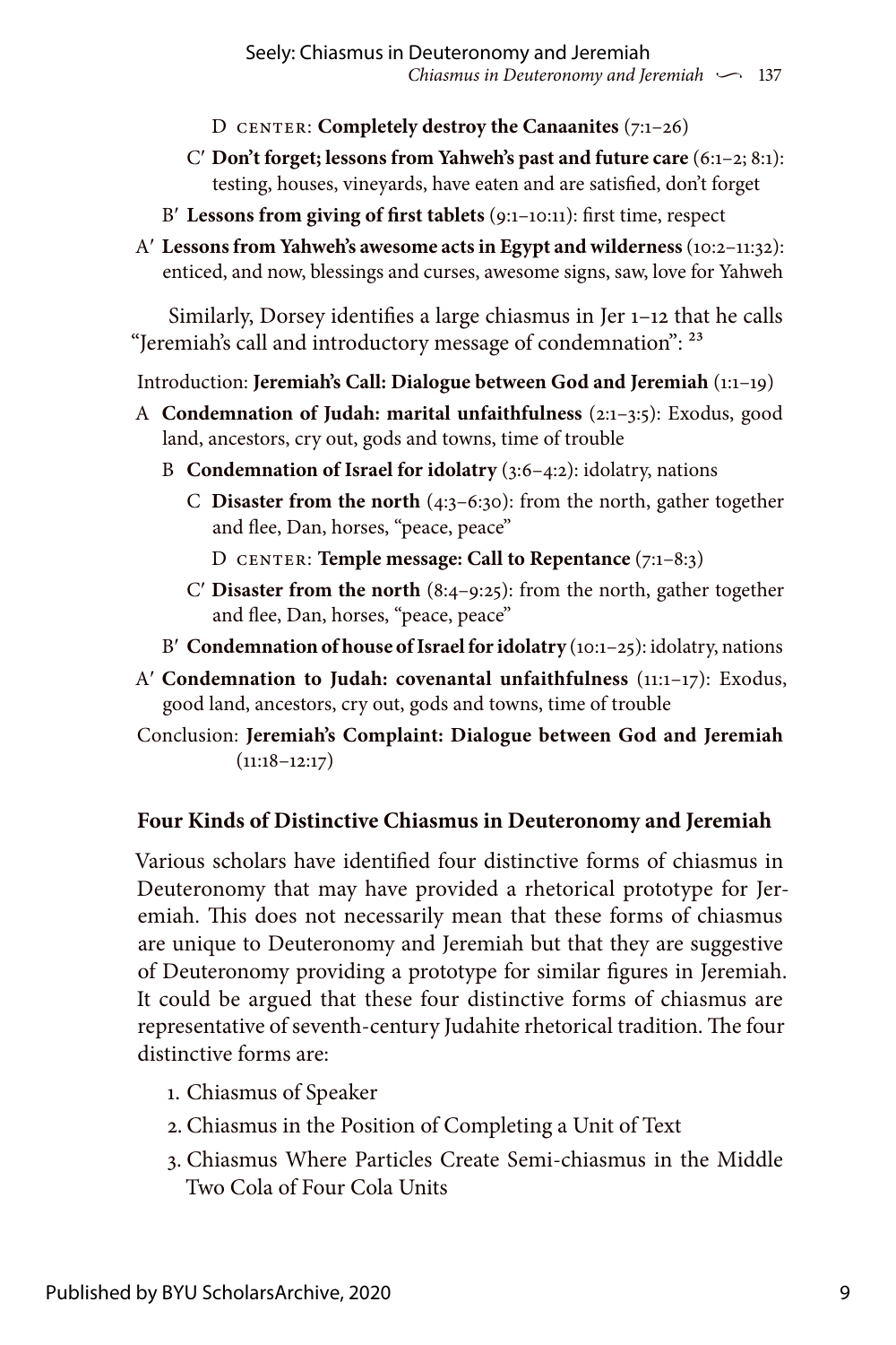D CENTER: **Completely destroy the Canaanites** (7:1–26)

C′ **Don't forget; lessons from Yahweh's past and future care** (6:1–2; 8:1): testing, houses, vineyards, have eaten and are satisfied, don't forget

B′ **Lessons from giving of first tablets** (9:1–10:11): first time, respect

A′ **Lessons from Yahweh's awesome acts in Egypt and wilderness** (10:2–11:32): enticed, and now, blessings and curses, awesome signs, saw, love for Yahweh

Similarly, Dorsey identifies a large chiasmus in Jer 1–12 that he calls "Jeremiah's call and introductory message of condemnation": [23]

Introduction: **Jeremiah's Call: Dialogue between God and Jeremiah** (1:1–19)

A **Condemnation of Judah: marital unfaithfulness** (2:1–3:5): Exodus, good land, ancestors, cry out, gods and towns, time of trouble

B **Condemnation of Israel for idolatry** (3:6–4:2): idolatry, nations

C **Disaster from the north** (4:3–6:30): from the north, gather together and flee, Dan, horses, "peace, peace"

D CENTER: **Temple message: Call to Repentance** (7:1–8:3)

C′ **Disaster from the north** (8:4–9:25): from the north, gather together and flee, Dan, horses, "peace, peace"

B′ **Condemnation of house of Israel for idolatry** (10:1–25): idolatry, nations

A′ **Condemnation to Judah: covenantal unfaithfulness** (11:1–17): Exodus, good land, ancestors, cry out, gods and towns, time of trouble

Conclusion: **Jeremiah's Complaint: Dialogue between God and Jeremiah** (11:18–12:17)

### Four Kinds of Distinctive Chiasmus in Deuteronomy and Jeremiah

Various scholars have identified four distinctive forms of chiasmus in Deuteronomy that may have provided a rhetorical prototype for Jeremiah. This does not necessarily mean that these forms of chiasmus are unique to Deuteronomy and Jeremiah but that they are suggestive of Deuteronomy providing a prototype for similar figures in Jeremiah. It could be argued that these four distinctive forms of chiasmus are representative of seventh-century Judahite rhetorical tradition. The four distinctive forms are:

1. Chiasmus of Speaker
2. Chiasmus in the Position of Completing a Unit of Text
3. Chiasmus Where Particles Create Semi-chiasmus in the Middle Two Cola of Four Cola Units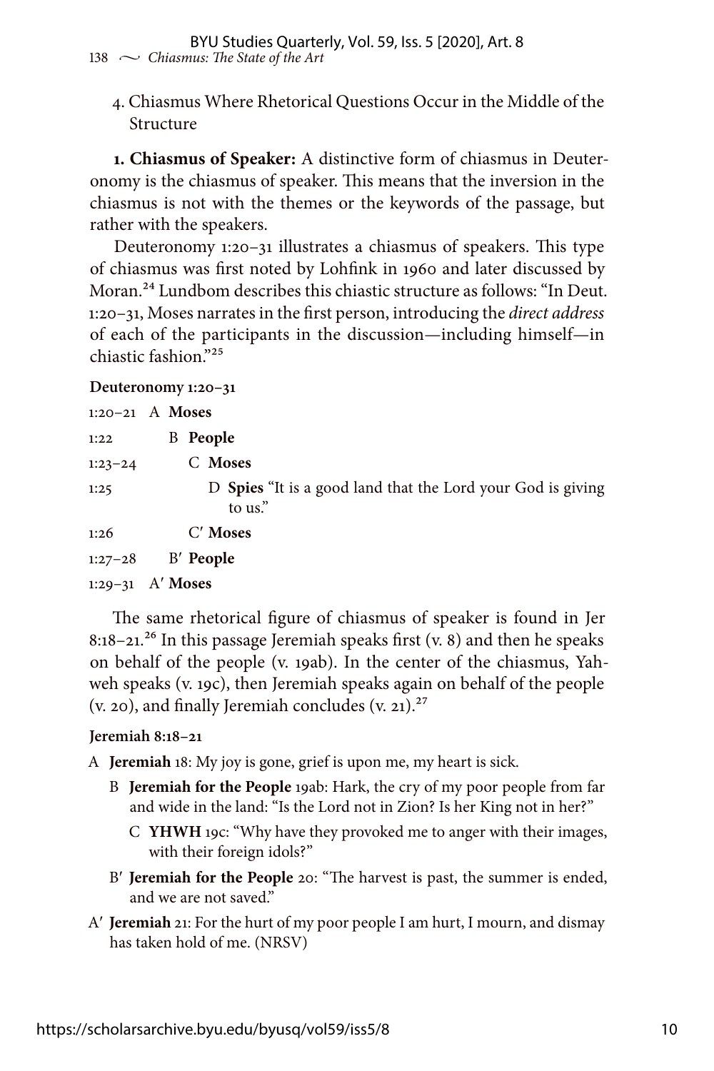4. Chiasmus Where Rhetorical Questions Occur in the Middle of the Structure

**1. Chiasmus of Speaker:** A distinctive form of chiasmus in Deuteronomy is the chiasmus of speaker. This means that the inversion in the chiasmus is not with the themes or the keywords of the passage, but rather with the speakers.

Deuteronomy 1:20–31 illustrates a chiasmus of speakers. This type of chiasmus was first noted by Lohfink in 1960 and later discussed by Moran.[24] Lundbom describes this chiastic structure as follows: "In Deut. 1:20–31, Moses narrates in the first person, introducing the *direct address* of each of the participants in the discussion—including himself—in chiastic fashion."[25]

**Deuteronomy 1:20–31**

1:20–21 A **Moses**

1:22 B **People**

1:23–24 C **Moses**

1:25 D **Spies** "It is a good land that the Lord your God is giving to us."

1:26 C′ **Moses**

1:27–28 B′ **People**

1:29–31 A′ **Moses**

The same rhetorical figure of chiasmus of speaker is found in Jer 8:18–21.[26] In this passage Jeremiah speaks first (v. 8) and then he speaks on behalf of the people (v. 19ab). In the center of the chiasmus, Yahweh speaks (v. 19c), then Jeremiah speaks again on behalf of the people (v. 20), and finally Jeremiah concludes (v. 21).[27]

**Jeremiah 8:18–21**

A **Jeremiah** 18: My joy is gone, grief is upon me, my heart is sick.

B **Jeremiah for the People** 19ab: Hark, the cry of my poor people from far and wide in the land: "Is the Lord not in Zion? Is her King not in her?"

C **YHWH** 19c: "Why have they provoked me to anger with their images, with their foreign idols?"

B′ **Jeremiah for the People** 20: "The harvest is past, the summer is ended, and we are not saved."

A′ **Jeremiah** 21: For the hurt of my poor people I am hurt, I mourn, and dismay has taken hold of me. (NRSV)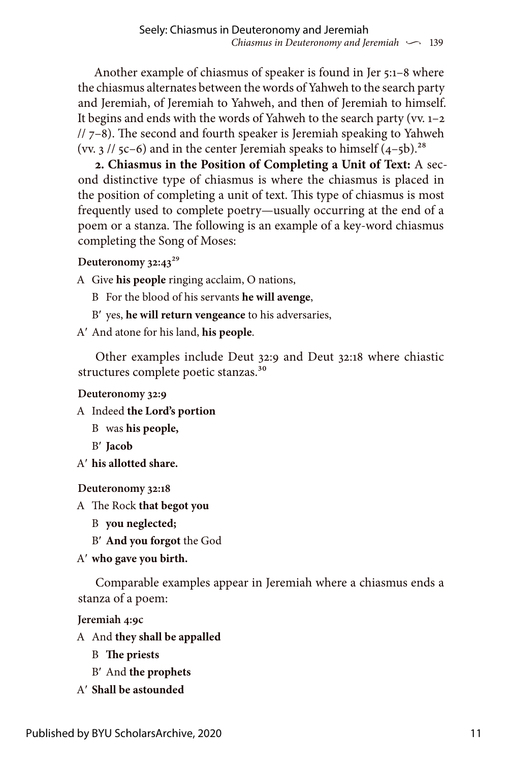Another example of chiasmus of speaker is found in Jer 5:1–8 where the chiasmus alternates between the words of Yahweh to the search party and Jeremiah, of Jeremiah to Yahweh, and then of Jeremiah to himself. It begins and ends with the words of Yahweh to the search party (vv. 1–2 // 7–8). The second and fourth speaker is Jeremiah speaking to Yahweh (vv. 3 // 5c–6) and in the center Jeremiah speaks to himself (4–5b).[28]

**2. Chiasmus in the Position of Completing a Unit of Text:** A second distinctive type of chiasmus is where the chiasmus is placed in the position of completing a unit of text. This type of chiasmus is most frequently used to complete poetry—usually occurring at the end of a poem or a stanza. The following is an example of a key-word chiasmus completing the Song of Moses:

**Deuteronomy 32:43**[29]

A Give **his people** ringing acclaim, O nations,

B For the blood of his servants **he will avenge**,

B′ yes, **he will return vengeance** to his adversaries,

A′ And atone for his land, **his people**.

Other examples include Deut 32:9 and Deut 32:18 where chiastic structures complete poetic stanzas.[30]

**Deuteronomy 32:9**

A Indeed **the Lord's portion**

B was **his people,**

B′ **Jacob**

A′ **his allotted share.**

**Deuteronomy 32:18**

A The Rock **that begot you**

B **you neglected;**

B′ **And you forgot** the God

A′ **who gave you birth.**

Comparable examples appear in Jeremiah where a chiasmus ends a stanza of a poem:

**Jeremiah 4:9c**

A And **they shall be appalled**

B **The priests**

B′ And **the prophets**

A′ **Shall be astounded**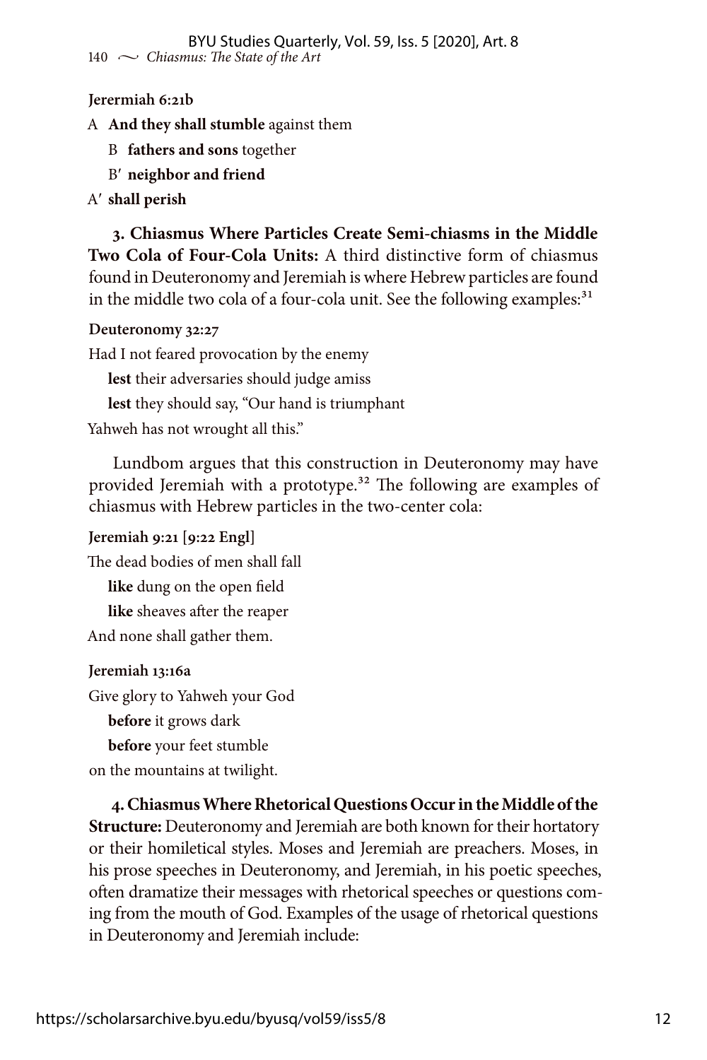**Jerermiah 6:21b**

A **And they shall stumble** against them

B **fathers and sons** together

B′ **neighbor and friend**

A′ **shall perish**

**3. Chiasmus Where Particles Create Semi-chiasms in the Middle Two Cola of Four-Cola Units:** A third distinctive form of chiasmus found in Deuteronomy and Jeremiah is where Hebrew particles are found in the middle two cola of a four-cola unit. See the following examples:[31]

**Deuteronomy 32:27**

Had I not feared provocation by the enemy

**lest** their adversaries should judge amiss

**lest** they should say, "Our hand is triumphant

Yahweh has not wrought all this."

Lundbom argues that this construction in Deuteronomy may have provided Jeremiah with a prototype.[32] The following are examples of chiasmus with Hebrew particles in the two-center cola:

**Jeremiah 9:21 [9:22 Engl]**

The dead bodies of men shall fall

**like** dung on the open field

**like** sheaves after the reaper

And none shall gather them.

**Jeremiah 13:16a**

Give glory to Yahweh your God

**before** it grows dark

**before** your feet stumble

on the mountains at twilight.

**4. Chiasmus Where Rhetorical Questions Occur in the Middle of the Structure:** Deuteronomy and Jeremiah are both known for their hortatory or their homiletical styles. Moses and Jeremiah are preachers. Moses, in his prose speeches in Deuteronomy, and Jeremiah, in his poetic speeches, often dramatize their messages with rhetorical speeches or questions coming from the mouth of God. Examples of the usage of rhetorical questions in Deuteronomy and Jeremiah include: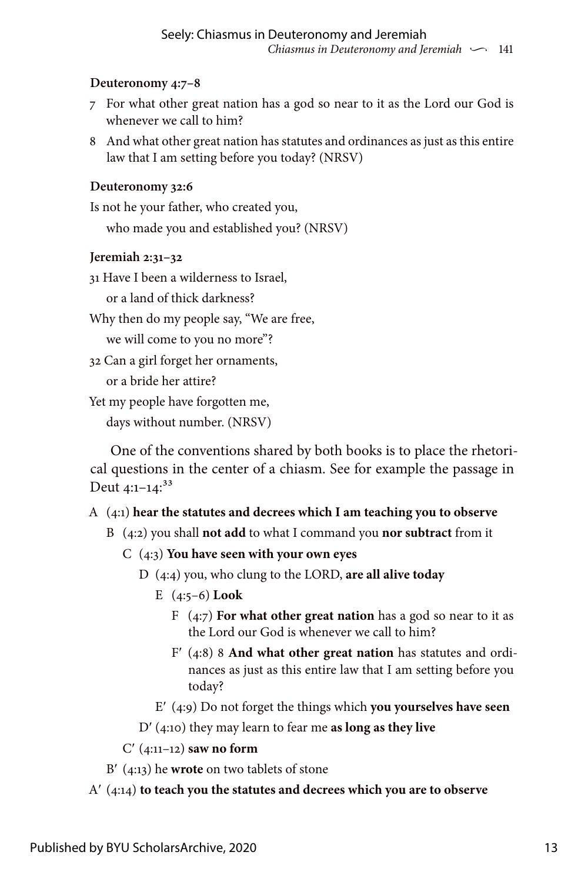**Deuteronomy 4:7–8**

7 For what other great nation has a god so near to it as the Lord our God is whenever we call to him?

8 And what other great nation has statutes and ordinances as just as this entire law that I am setting before you today? (NRSV)

**Deuteronomy 32:6**

Is not he your father, who created you,
  who made you and established you? (NRSV)

**Jeremiah 2:31–32**

31 Have I been a wilderness to Israel,
  or a land of thick darkness?
Why then do my people say, "We are free,
  we will come to you no more"?
32 Can a girl forget her ornaments,
  or a bride her attire?
Yet my people have forgotten me,
  days without number. (NRSV)

One of the conventions shared by both books is to place the rhetorical questions in the center of a chiasm. See for example the passage in Deut 4:1–14:[33]

A (4:1) **hear the statutes and decrees which I am teaching you to observe**
  B (4:2) you shall **not add** to what I command you **nor subtract** from it
    C (4:3) **You have seen with your own eyes**
      D (4:4) you, who clung to the LORD, **are all alive today**
        E (4:5–6) **Look**
          F (4:7) **For what other great nation** has a god so near to it as the Lord our God is whenever we call to him?
          F′ (4:8) 8 **And what other great nation** has statutes and ordinances as just as this entire law that I am setting before you today?
        E′ (4:9) Do not forget the things which **you yourselves have seen**
      D′ (4:10) they may learn to fear me **as long as they live**
    C′ (4:11–12) **saw no form**
  B′ (4:13) he **wrote** on two tablets of stone
A′ (4:14) **to teach you the statutes and decrees which you are to observe**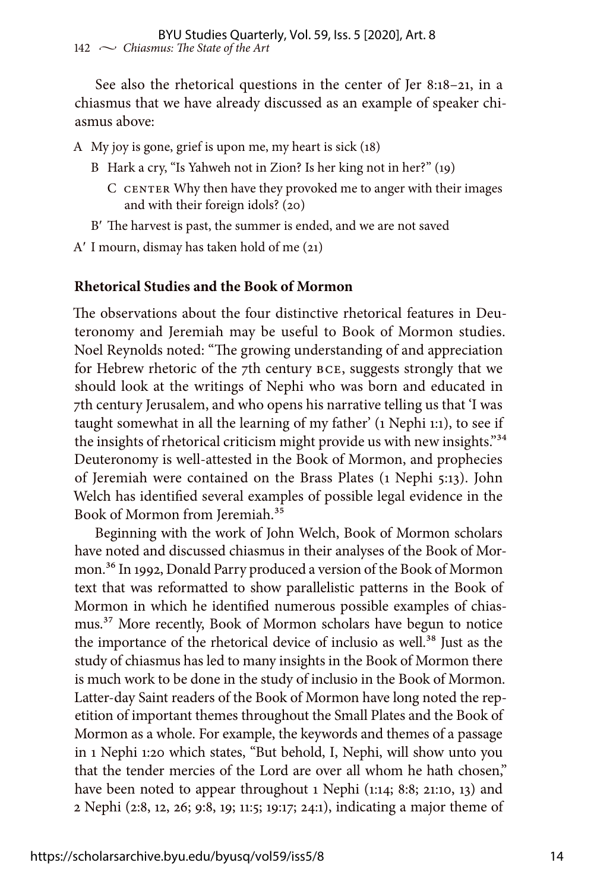See also the rhetorical questions in the center of Jer 8:18–21, in a chiasmus that we have already discussed as an example of speaker chiasmus above:

A My joy is gone, grief is upon me, my heart is sick (18)

  B Hark a cry, "Is Yahweh not in Zion? Is her king not in her?" (19)

    C CENTER Why then have they provoked me to anger with their images and with their foreign idols? (20)

  B′ The harvest is past, the summer is ended, and we are not saved

A′ I mourn, dismay has taken hold of me (21)

**Rhetorical Studies and the Book of Mormon**

The observations about the four distinctive rhetorical features in Deuteronomy and Jeremiah may be useful to Book of Mormon studies. Noel Reynolds noted: "The growing understanding of and appreciation for Hebrew rhetoric of the 7th century BCE, suggests strongly that we should look at the writings of Nephi who was born and educated in 7th century Jerusalem, and who opens his narrative telling us that 'I was taught somewhat in all the learning of my father' (1 Nephi 1:1), to see if the insights of rhetorical criticism might provide us with new insights."[34] Deuteronomy is well-attested in the Book of Mormon, and prophecies of Jeremiah were contained on the Brass Plates (1 Nephi 5:13). John Welch has identified several examples of possible legal evidence in the Book of Mormon from Jeremiah.[35]

Beginning with the work of John Welch, Book of Mormon scholars have noted and discussed chiasmus in their analyses of the Book of Mormon.[36] In 1992, Donald Parry produced a version of the Book of Mormon text that was reformatted to show parallelistic patterns in the Book of Mormon in which he identified numerous possible examples of chiasmus.[37] More recently, Book of Mormon scholars have begun to notice the importance of the rhetorical device of inclusio as well.[38] Just as the study of chiasmus has led to many insights in the Book of Mormon there is much work to be done in the study of inclusio in the Book of Mormon. Latter-day Saint readers of the Book of Mormon have long noted the repetition of important themes throughout the Small Plates and the Book of Mormon as a whole. For example, the keywords and themes of a passage in 1 Nephi 1:20 which states, "But behold, I, Nephi, will show unto you that the tender mercies of the Lord are over all whom he hath chosen," have been noted to appear throughout 1 Nephi (1:14; 8:8; 21:10, 13) and 2 Nephi (2:8, 12, 26; 9:8, 19; 11:5; 19:17; 24:1), indicating a major theme of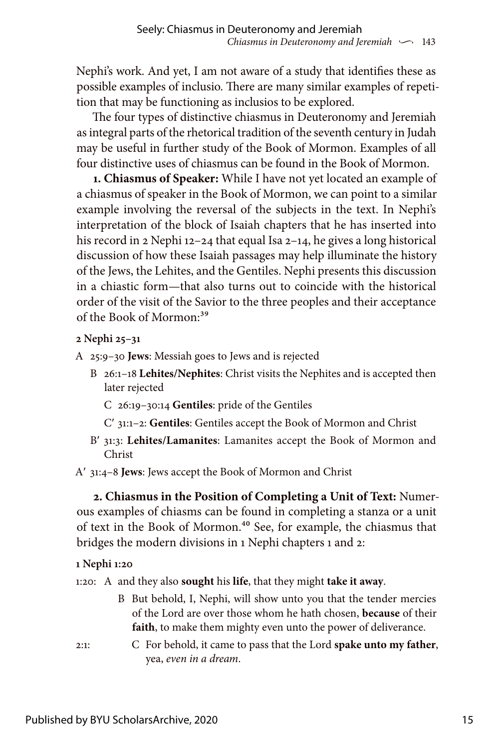Nephi's work. And yet, I am not aware of a study that identifies these as possible examples of inclusio. There are many similar examples of repetition that may be functioning as inclusios to be explored.

The four types of distinctive chiasmus in Deuteronomy and Jeremiah as integral parts of the rhetorical tradition of the seventh century in Judah may be useful in further study of the Book of Mormon. Examples of all four distinctive uses of chiasmus can be found in the Book of Mormon.

**1. Chiasmus of Speaker:** While I have not yet located an example of a chiasmus of speaker in the Book of Mormon, we can point to a similar example involving the reversal of the subjects in the text. In Nephi's interpretation of the block of Isaiah chapters that he has inserted into his record in 2 Nephi 12–24 that equal Isa 2–14, he gives a long historical discussion of how these Isaiah passages may help illuminate the history of the Jews, the Lehites, and the Gentiles. Nephi presents this discussion in a chiastic form—that also turns out to coincide with the historical order of the visit of the Savior to the three peoples and their acceptance of the Book of Mormon:[39]

**2 Nephi 25–31**

A 25:9–30 **Jews**: Messiah goes to Jews and is rejected

  B 26:1–18 **Lehites/Nephites**: Christ visits the Nephites and is accepted then later rejected

    C 26:19–30:14 **Gentiles**: pride of the Gentiles

    C′ 31:1–2: **Gentiles**: Gentiles accept the Book of Mormon and Christ

  B′ 31:3: **Lehites/Lamanites**: Lamanites accept the Book of Mormon and Christ

A′ 31:4–8 **Jews**: Jews accept the Book of Mormon and Christ

**2. Chiasmus in the Position of Completing a Unit of Text:** Numerous examples of chiasms can be found in completing a stanza or a unit of text in the Book of Mormon.[40] See, for example, the chiasmus that bridges the modern divisions in 1 Nephi chapters 1 and 2:

**1 Nephi 1:20**

1:20: A and they also **sought** his **life**, that they might **take it away**.

  B But behold, I, Nephi, will show unto you that the tender mercies of the Lord are over those whom he hath chosen, **because** of their **faith**, to make them mighty even unto the power of deliverance.

2:1:   C For behold, it came to pass that the Lord **spake unto my father**, yea, *even in a dream*.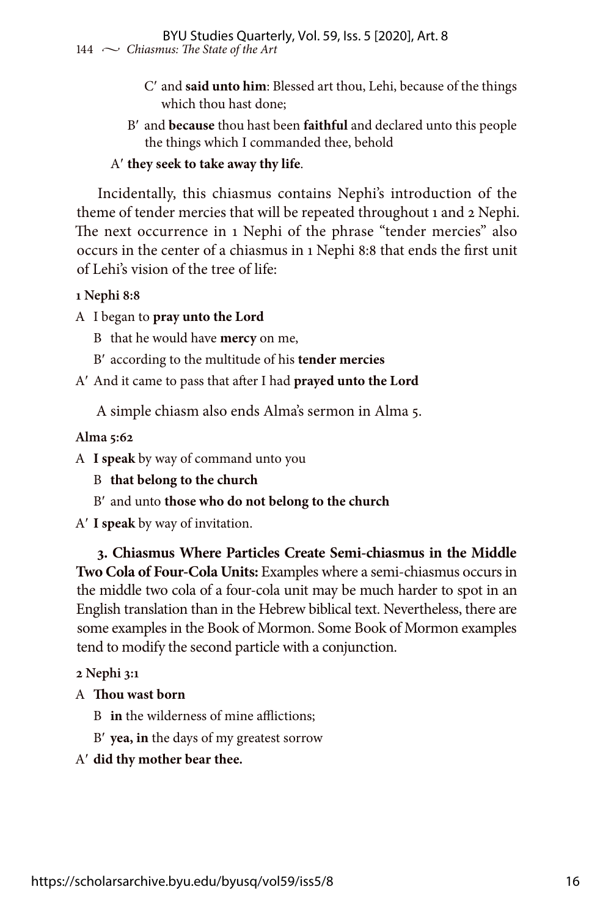C′ and **said unto him**: Blessed art thou, Lehi, because of the things which thou hast done;

B′ and **because** thou hast been **faithful** and declared unto this people the things which I commanded thee, behold

A′ **they seek to take away thy life**.

Incidentally, this chiasmus contains Nephi's introduction of the theme of tender mercies that will be repeated throughout 1 and 2 Nephi. The next occurrence in 1 Nephi of the phrase "tender mercies" also occurs in the center of a chiasmus in 1 Nephi 8:8 that ends the first unit of Lehi's vision of the tree of life:

**1 Nephi 8:8**

A I began to **pray unto the Lord**

B that he would have **mercy** on me,

B′ according to the multitude of his **tender mercies**

A′ And it came to pass that after I had **prayed unto the Lord**

A simple chiasm also ends Alma's sermon in Alma 5.

**Alma 5:62**

A **I speak** by way of command unto you

B **that belong to the church**

B′ and unto **those who do not belong to the church**

A′ **I speak** by way of invitation.

**3. Chiasmus Where Particles Create Semi-chiasmus in the Middle Two Cola of Four-Cola Units:** Examples where a semi-chiasmus occurs in the middle two cola of a four-cola unit may be much harder to spot in an English translation than in the Hebrew biblical text. Nevertheless, there are some examples in the Book of Mormon. Some Book of Mormon examples tend to modify the second particle with a conjunction.

**2 Nephi 3:1**

A **Thou wast born**

B **in** the wilderness of mine afflictions;

B′ **yea, in** the days of my greatest sorrow

A′ **did thy mother bear thee.**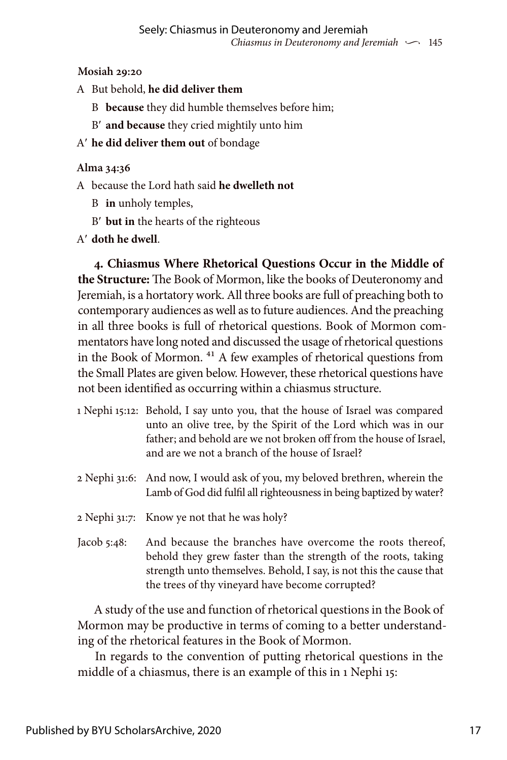**Mosiah 29:20**

A But behold, **he did deliver them**

  B **because** they did humble themselves before him;

  B′ **and because** they cried mightily unto him

A′ **he did deliver them out** of bondage

**Alma 34:36**

A because the Lord hath said **he dwelleth not**

  B **in** unholy temples,

  B′ **but in** the hearts of the righteous

A′ **doth he dwell**.

**4. Chiasmus Where Rhetorical Questions Occur in the Middle of the Structure:** The Book of Mormon, like the books of Deuteronomy and Jeremiah, is a hortatory work. All three books are full of preaching both to contemporary audiences as well as to future audiences. And the preaching in all three books is full of rhetorical questions. Book of Mormon commentators have long noted and discussed the usage of rhetorical questions in the Book of Mormon. [41] A few examples of rhetorical questions from the Small Plates are given below. However, these rhetorical questions have not been identified as occurring within a chiasmus structure.

1 Nephi 15:12: Behold, I say unto you, that the house of Israel was compared unto an olive tree, by the Spirit of the Lord which was in our father; and behold are we not broken off from the house of Israel, and are we not a branch of the house of Israel?

2 Nephi 31:6: And now, I would ask of you, my beloved brethren, wherein the Lamb of God did fulfil all righteousness in being baptized by water?

2 Nephi 31:7: Know ye not that he was holy?

Jacob 5:48: And because the branches have overcome the roots thereof, behold they grew faster than the strength of the roots, taking strength unto themselves. Behold, I say, is not this the cause that the trees of thy vineyard have become corrupted?

A study of the use and function of rhetorical questions in the Book of Mormon may be productive in terms of coming to a better understanding of the rhetorical features in the Book of Mormon.

In regards to the convention of putting rhetorical questions in the middle of a chiasmus, there is an example of this in 1 Nephi 15: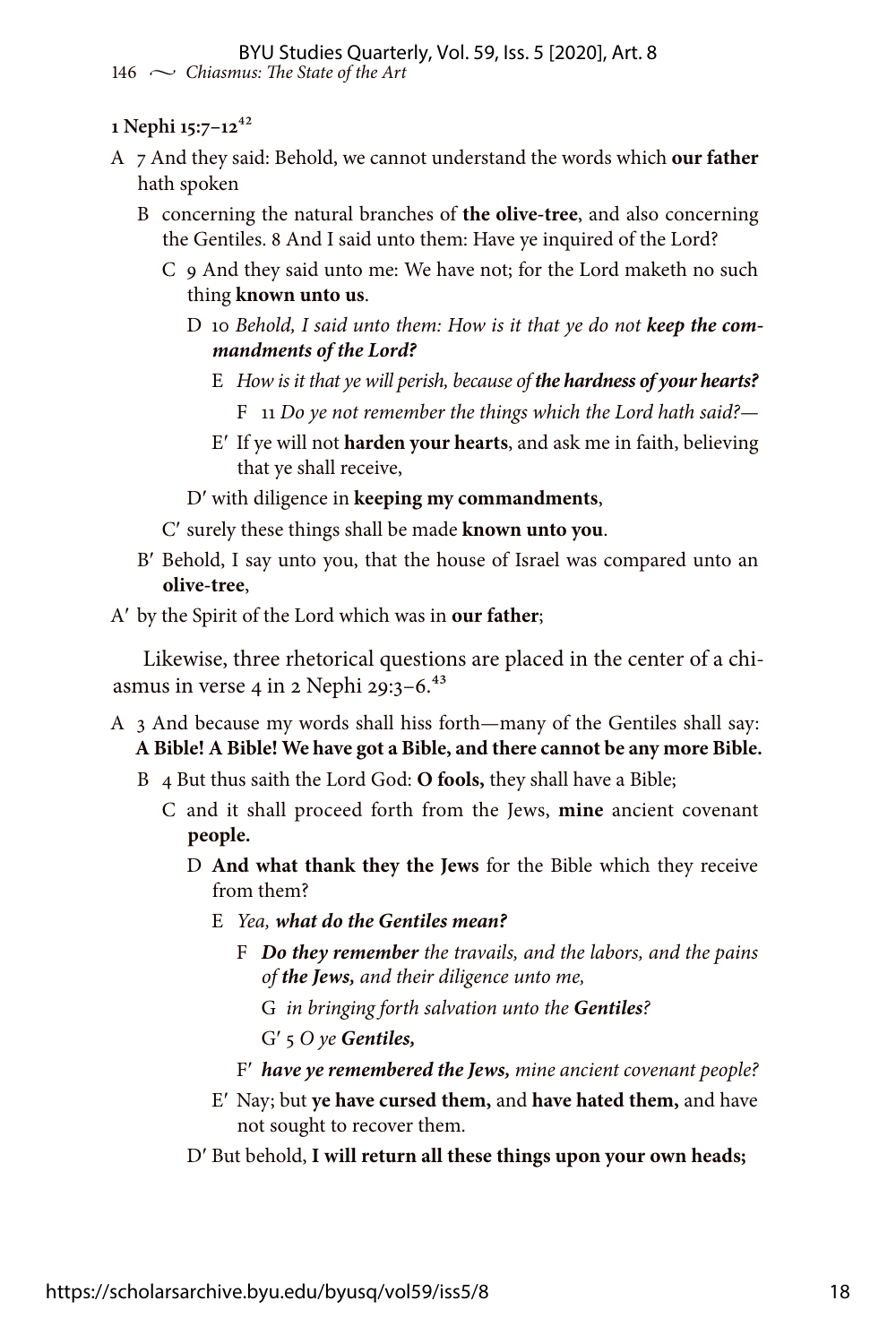**1 Nephi 15:7–12**[42]

A 7 And they said: Behold, we cannot understand the words which **our father** hath spoken

B concerning the natural branches of **the olive-tree**, and also concerning the Gentiles. 8 And I said unto them: Have ye inquired of the Lord?

C 9 And they said unto me: We have not; for the Lord maketh no such thing **known unto us**.

D 10 *Behold, I said unto them: How is it that ye do not* ***keep the commandments of the Lord?***

E *How is it that ye will perish, because of* ***the hardness of your hearts?***

F 11 *Do ye not remember the things which the Lord hath said?—*

E′ If ye will not **harden your hearts**, and ask me in faith, believing that ye shall receive,

D′ with diligence in **keeping my commandments**,

C′ surely these things shall be made **known unto you**.

B′ Behold, I say unto you, that the house of Israel was compared unto an **olive-tree**,

A′ by the Spirit of the Lord which was in **our father**;

Likewise, three rhetorical questions are placed in the center of a chiasmus in verse 4 in 2 Nephi 29:3–6.[43]

A 3 And because my words shall hiss forth—many of the Gentiles shall say: **A Bible! A Bible! We have got a Bible, and there cannot be any more Bible.**

B 4 But thus saith the Lord God: **O fools,** they shall have a Bible;

C and it shall proceed forth from the Jews, **mine** ancient covenant **people.**

D **And what thank they the Jews** for the Bible which they receive from them?

E *Yea,* ***what do the Gentiles mean?***

F ***Do they remember*** *the travails, and the labors, and the pains of* ***the Jews,*** *and their diligence unto me,*

G *in bringing forth salvation unto the* ***Gentiles****?*

G′ 5 *O ye* ***Gentiles,***

F′ ***have ye remembered the Jews,*** *mine ancient covenant people?*

E′ Nay; but **ye have cursed them,** and **have hated them,** and have not sought to recover them.

D′ But behold, **I will return all these things upon your own heads;**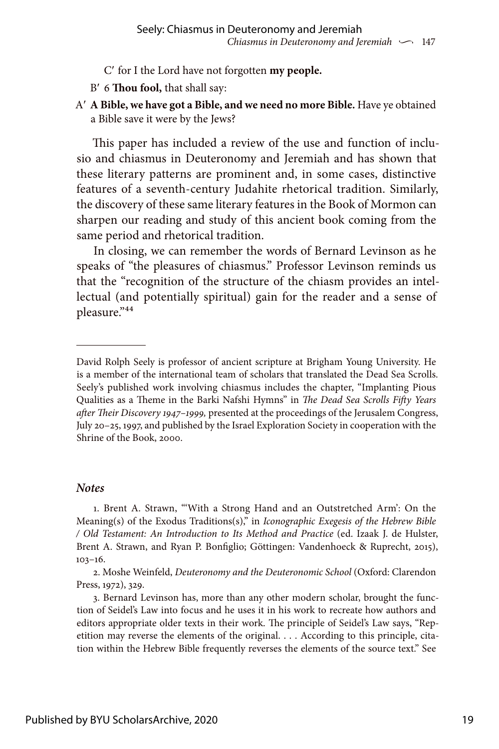C′ for I the Lord have not forgotten **my people.**

B′ 6 **Thou fool,** that shall say:

A′ **A Bible, we have got a Bible, and we need no more Bible.** Have ye obtained a Bible save it were by the Jews?

This paper has included a review of the use and function of inclusio and chiasmus in Deuteronomy and Jeremiah and has shown that these literary patterns are prominent and, in some cases, distinctive features of a seventh-century Judahite rhetorical tradition. Similarly, the discovery of these same literary features in the Book of Mormon can sharpen our reading and study of this ancient book coming from the same period and rhetorical tradition.

In closing, we can remember the words of Bernard Levinson as he speaks of "the pleasures of chiasmus." Professor Levinson reminds us that the "recognition of the structure of the chiasm provides an intellectual (and potentially spiritual) gain for the reader and a sense of pleasure."[44]

---

David Rolph Seely is professor of ancient scripture at Brigham Young University. He is a member of the international team of scholars that translated the Dead Sea Scrolls. Seely's published work involving chiasmus includes the chapter, "Implanting Pious Qualities as a Theme in the Barki Nafshi Hymns" in *The Dead Sea Scrolls Fifty Years after Their Discovery 1947–1999,* presented at the proceedings of the Jerusalem Congress, July 20–25, 1997, and published by the Israel Exploration Society in cooperation with the Shrine of the Book, 2000.

### *Notes*

1. Brent A. Strawn, "'With a Strong Hand and an Outstretched Arm': On the Meaning(s) of the Exodus Traditions(s)," in *Iconographic Exegesis of the Hebrew Bible / Old Testament: An Introduction to Its Method and Practice* (ed. Izaak J. de Hulster, Brent A. Strawn, and Ryan P. Bonfiglio; Göttingen: Vandenhoeck & Ruprecht, 2015), 103–16.

2. Moshe Weinfeld, *Deuteronomy and the Deuteronomic School* (Oxford: Clarendon Press, 1972), 329.

3. Bernard Levinson has, more than any other modern scholar, brought the function of Seidel's Law into focus and he uses it in his work to recreate how authors and editors appropriate older texts in their work. The principle of Seidel's Law says, "Repetition may reverse the elements of the original. . . . According to this principle, citation within the Hebrew Bible frequently reverses the elements of the source text." See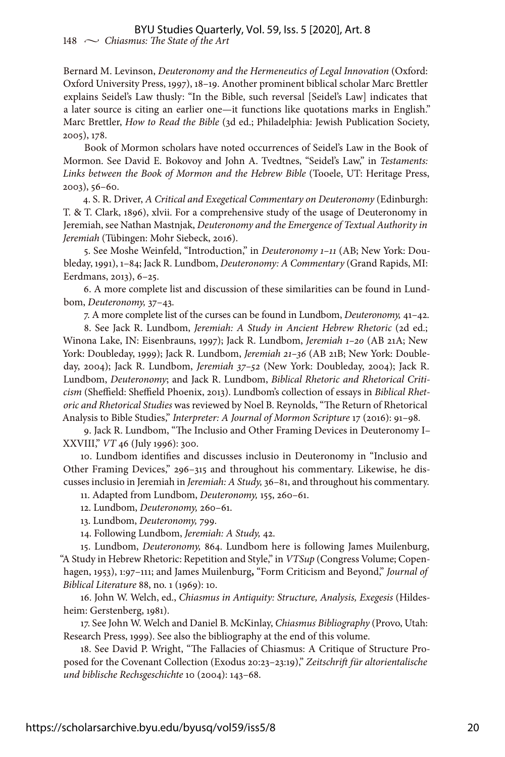Bernard M. Levinson, *Deuteronomy and the Hermeneutics of Legal Innovation* (Oxford: Oxford University Press, 1997), 18–19. Another prominent biblical scholar Marc Brettler explains Seidel's Law thusly: "In the Bible, such reversal [Seidel's Law] indicates that a later source is citing an earlier one—it functions like quotations marks in English." Marc Brettler, *How to Read the Bible* (3d ed.; Philadelphia: Jewish Publication Society, 2005), 178.

Book of Mormon scholars have noted occurrences of Seidel's Law in the Book of Mormon. See David E. Bokovoy and John A. Tvedtnes, "Seidel's Law," in *Testaments: Links between the Book of Mormon and the Hebrew Bible* (Tooele, UT: Heritage Press, 2003), 56–60.

4. S. R. Driver, *A Critical and Exegetical Commentary on Deuteronomy* (Edinburgh: T. & T. Clark, 1896), xlvii. For a comprehensive study of the usage of Deuteronomy in Jeremiah, see Nathan Mastnjak, *Deuteronomy and the Emergence of Textual Authority in Jeremiah* (Tübingen: Mohr Siebeck, 2016).

5. See Moshe Weinfeld, "Introduction," in *Deuteronomy 1–11* (AB; New York: Doubleday, 1991), 1–84; Jack R. Lundbom, *Deuteronomy: A Commentary* (Grand Rapids, MI: Eerdmans, 2013), 6–25.

6. A more complete list and discussion of these similarities can be found in Lundbom, *Deuteronomy,* 37–43.

7. A more complete list of the curses can be found in Lundbom, *Deuteronomy,* 41–42.

8. See Jack R. Lundbom, *Jeremiah: A Study in Ancient Hebrew Rhetoric* (2d ed.; Winona Lake, IN: Eisenbrauns, 1997); Jack R. Lundbom, *Jeremiah 1–20* (AB 21A; New York: Doubleday, 1999); Jack R. Lundbom, *Jeremiah 21–36* (AB 21B; New York: Doubleday, 2004); Jack R. Lundbom, *Jeremiah 37–52* (New York: Doubleday, 2004); Jack R. Lundbom, *Deuteronomy*; and Jack R. Lundbom, *Biblical Rhetoric and Rhetorical Criticism* (Sheffield: Sheffield Phoenix, 2013). Lundbom's collection of essays in *Biblical Rhetoric and Rhetorical Studies* was reviewed by Noel B. Reynolds, "The Return of Rhetorical Analysis to Bible Studies," *Interpreter: A Journal of Mormon Scripture* 17 (2016): 91–98.

9. Jack R. Lundbom, "The Inclusio and Other Framing Devices in Deuteronomy I–XXVIII," *VT* 46 (July 1996): 300.

10. Lundbom identifies and discusses inclusio in Deuteronomy in "Inclusio and Other Framing Devices," 296–315 and throughout his commentary. Likewise, he discusses inclusio in Jeremiah in *Jeremiah: A Study,* 36–81, and throughout his commentary.

11. Adapted from Lundbom, *Deuteronomy,* 155, 260–61.

12. Lundbom, *Deuteronomy,* 260–61.

13. Lundbom, *Deuteronomy,* 799.

14. Following Lundbom, *Jeremiah: A Study,* 42.

15. Lundbom, *Deuteronomy,* 864. Lundbom here is following James Muilenburg, "A Study in Hebrew Rhetoric: Repetition and Style," in *VTSup* (Congress Volume; Copenhagen, 1953), 1:97–111; and James Muilenburg, "Form Criticism and Beyond," *Journal of Biblical Literature* 88, no. 1 (1969): 10.

16. John W. Welch, ed., *Chiasmus in Antiquity: Structure, Analysis, Exegesis* (Hildesheim: Gerstenberg, 1981).

17. See John W. Welch and Daniel B. McKinlay, *Chiasmus Bibliography* (Provo, Utah: Research Press, 1999). See also the bibliography at the end of this volume.

18. See David P. Wright, "The Fallacies of Chiasmus: A Critique of Structure Proposed for the Covenant Collection (Exodus 20:23–23:19)," *Zeitschrift für altorientalische und biblische Rechsgeschichte* 10 (2004): 143–68.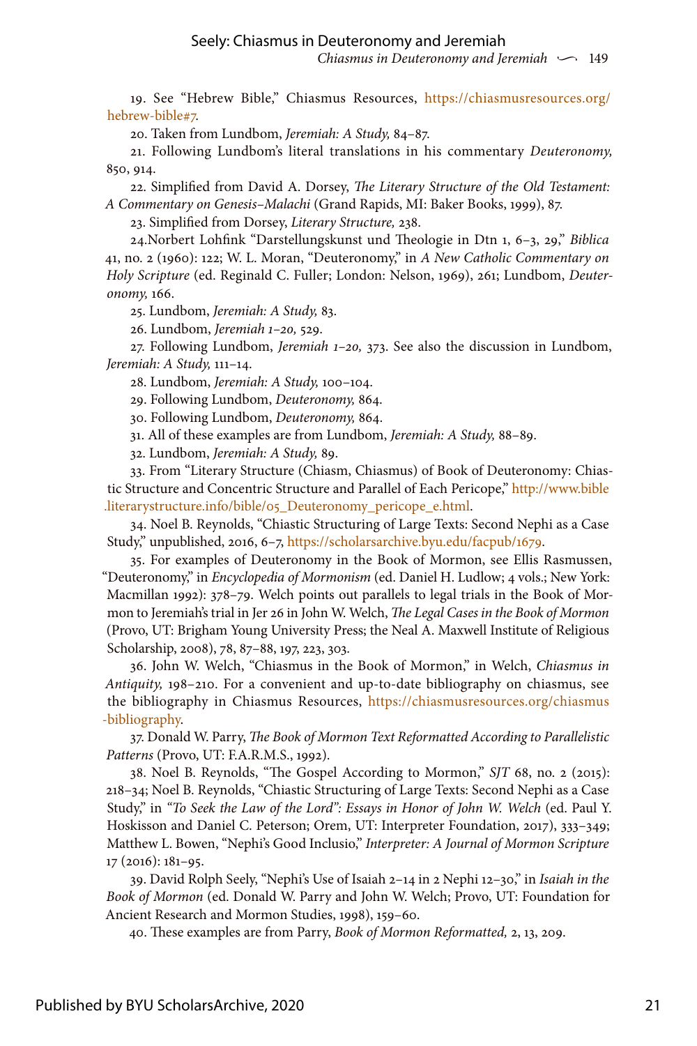19. See "Hebrew Bible," Chiasmus Resources, https://chiasmusresources.org/hebrew-bible#7.

20. Taken from Lundbom, *Jeremiah: A Study,* 84–87.

21. Following Lundbom's literal translations in his commentary *Deuteronomy,* 850, 914.

22. Simplified from David A. Dorsey, *The Literary Structure of the Old Testament: A Commentary on Genesis–Malachi* (Grand Rapids, MI: Baker Books, 1999), 87.

23. Simplified from Dorsey, *Literary Structure,* 238.

24.Norbert Lohfink "Darstellungskunst und Theologie in Dtn 1, 6–3, 29," *Biblica* 41, no. 2 (1960): 122; W. L. Moran, "Deuteronomy," in *A New Catholic Commentary on Holy Scripture* (ed. Reginald C. Fuller; London: Nelson, 1969), 261; Lundbom, *Deuteronomy,* 166.

25. Lundbom, *Jeremiah: A Study,* 83.

26. Lundbom, *Jeremiah 1–20,* 529.

27. Following Lundbom, *Jeremiah 1–20,* 373. See also the discussion in Lundbom, *Jeremiah: A Study,* 111–14.

28. Lundbom, *Jeremiah: A Study,* 100–104.

29. Following Lundbom, *Deuteronomy,* 864.

30. Following Lundbom, *Deuteronomy,* 864.

31. All of these examples are from Lundbom, *Jeremiah: A Study,* 88–89.

32. Lundbom, *Jeremiah: A Study,* 89.

33. From "Literary Structure (Chiasm, Chiasmus) of Book of Deuteronomy: Chiastic Structure and Concentric Structure and Parallel of Each Pericope," http://www.bible.literarystructure.info/bible/05_Deuteronomy_pericope_e.html.

34. Noel B. Reynolds, "Chiastic Structuring of Large Texts: Second Nephi as a Case Study," unpublished, 2016, 6–7, https://scholarsarchive.byu.edu/facpub/1679.

35. For examples of Deuteronomy in the Book of Mormon, see Ellis Rasmussen, "Deuteronomy," in *Encyclopedia of Mormonism* (ed. Daniel H. Ludlow; 4 vols.; New York: Macmillan 1992): 378–79. Welch points out parallels to legal trials in the Book of Mormon to Jeremiah's trial in Jer 26 in John W. Welch, *The Legal Cases in the Book of Mormon* (Provo, UT: Brigham Young University Press; the Neal A. Maxwell Institute of Religious Scholarship, 2008), 78, 87–88, 197, 223, 303.

36. John W. Welch, "Chiasmus in the Book of Mormon," in Welch, *Chiasmus in Antiquity,* 198–210. For a convenient and up-to-date bibliography on chiasmus, see the bibliography in Chiasmus Resources, https://chiasmusresources.org/chiasmus-bibliography.

37. Donald W. Parry, *The Book of Mormon Text Reformatted According to Parallelistic Patterns* (Provo, UT: F.A.R.M.S., 1992).

38. Noel B. Reynolds, "The Gospel According to Mormon," *SJT* 68, no. 2 (2015): 218–34; Noel B. Reynolds, "Chiastic Structuring of Large Texts: Second Nephi as a Case Study," in *"To Seek the Law of the Lord": Essays in Honor of John W. Welch* (ed. Paul Y. Hoskisson and Daniel C. Peterson; Orem, UT: Interpreter Foundation, 2017), 333–349; Matthew L. Bowen, "Nephi's Good Inclusio," *Interpreter: A Journal of Mormon Scripture* 17 (2016): 181–95.

39. David Rolph Seely, "Nephi's Use of Isaiah 2–14 in 2 Nephi 12–30," in *Isaiah in the Book of Mormon* (ed. Donald W. Parry and John W. Welch; Provo, UT: Foundation for Ancient Research and Mormon Studies, 1998), 159–60.

40. These examples are from Parry, *Book of Mormon Reformatted,* 2, 13, 209.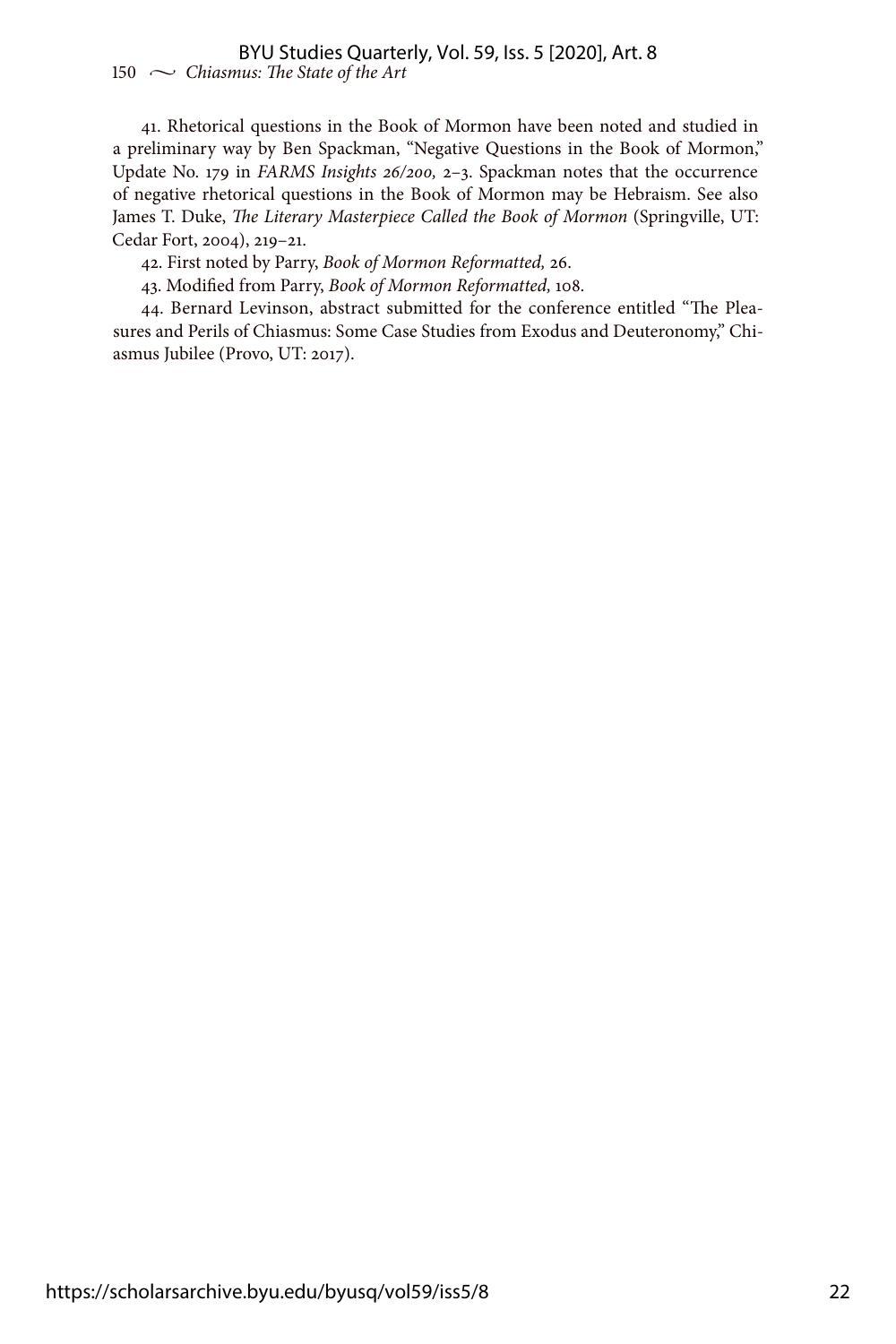41. Rhetorical questions in the Book of Mormon have been noted and studied in a preliminary way by Ben Spackman, "Negative Questions in the Book of Mormon," Update No. 179 in *FARMS Insights 26/200,* 2–3. Spackman notes that the occurrence of negative rhetorical questions in the Book of Mormon may be Hebraism. See also James T. Duke, *The Literary Masterpiece Called the Book of Mormon* (Springville, UT: Cedar Fort, 2004), 219–21.

42. First noted by Parry, *Book of Mormon Reformatted,* 26.

43. Modified from Parry, *Book of Mormon Reformatted,* 108.

44. Bernard Levinson, abstract submitted for the conference entitled "The Pleasures and Perils of Chiasmus: Some Case Studies from Exodus and Deuteronomy," Chiasmus Jubilee (Provo, UT: 2017).